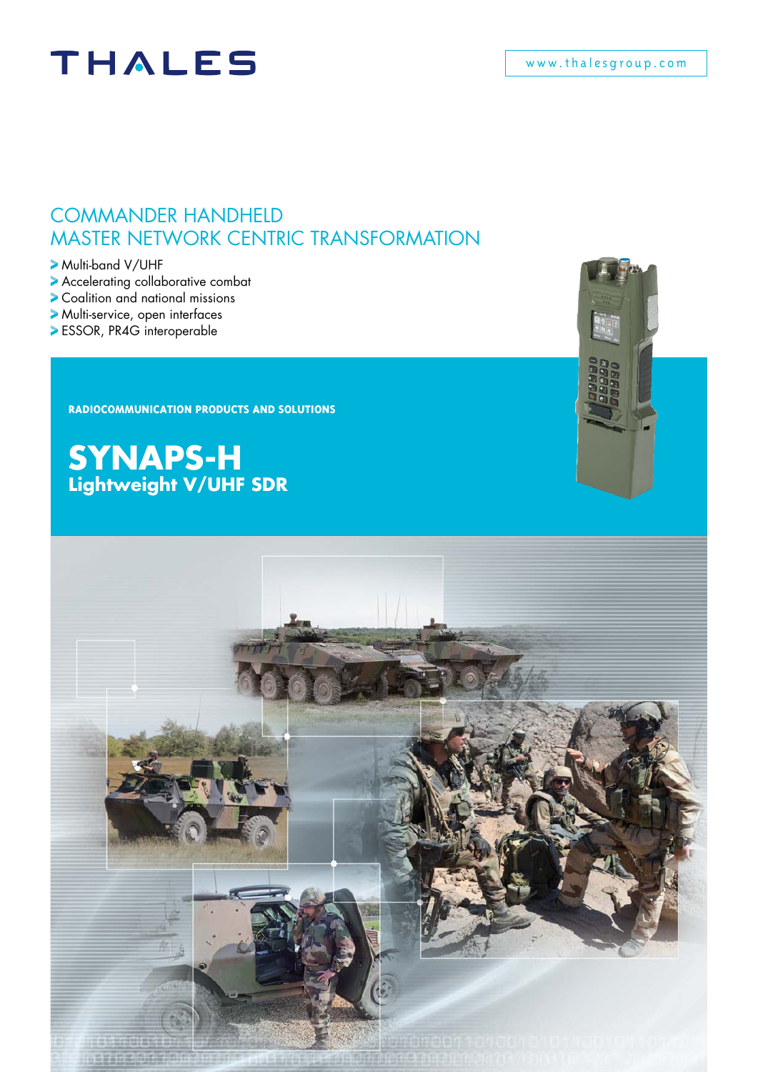THALES

www.thalesgroup.com

## COMMANDER HANDHELD
## MASTER NETWORK CENTRIC TRANSFORMATION

- Multi-band V/UHF
- Accelerating collaborative combat
- Coalition and national missions
- Multi-service, open interfaces
- ESSOR, PR4G interoperable

**RADIOCOMMUNICATION PRODUCTS AND SOLUTIONS**

# SYNAPS-H
## Lightweight V/UHF SDR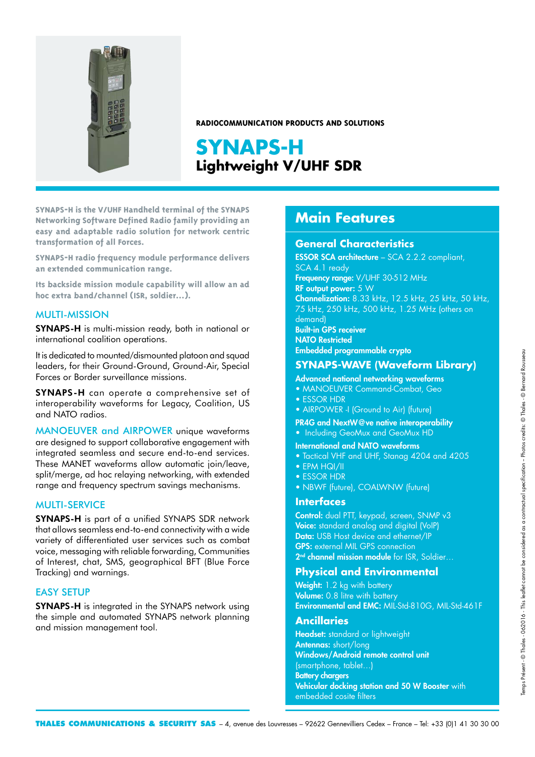RADIOCOMMUNICATION PRODUCTS AND SOLUTIONS

# SYNAPS-H

## Lightweight V/UHF SDR

**SYNAPS-H is the V/UHF Handheld terminal of the SYNAPS Networking Software Defined Radio family providing an easy and adaptable radio solution for network centric transformation of all Forces.**

**SYNAPS-H radio frequency module performance delivers an extended communication range.**

**Its backside mission module capability will allow an ad hoc extra band/channel (ISR, soldier...).**

### MULTI-MISSION

**SYNAPS-H** is multi-mission ready, both in national or international coalition operations.

It is dedicated to mounted/dismounted platoon and squad leaders, for their Ground-Ground, Ground-Air, Special Forces or Border surveillance missions.

**SYNAPS-H** can operate a comprehensive set of interoperability waveforms for Legacy, Coalition, US and NATO radios.

MANOEUVER and AIRPOWER unique waveforms are designed to support collaborative engagement with integrated seamless and secure end-to-end services. These MANET waveforms allow automatic join/leave, split/merge, ad hoc relaying networking, with extended range and frequency spectrum savings mechanisms.

### MULTI-SERVICE

**SYNAPS-H** is part of a unified SYNAPS SDR network that allows seamless end-to-end connectivity with a wide variety of differentiated user services such as combat voice, messaging with reliable forwarding, Communities of Interest, chat, SMS, geographical BFT (Blue Force Tracking) and warnings.

### EASY SETUP

**SYNAPS-H** is integrated in the SYNAPS network using the simple and automated SYNAPS network planning and mission management tool.

## Main Features

### General Characteristics

**ESSOR SCA architecture** – SCA 2.2.2 compliant, SCA 4.1 ready
**Frequency range:** V/UHF 30-512 MHz
**RF output power:** 5 W
**Channelization:** 8.33 kHz, 12.5 kHz, 25 kHz, 50 kHz, 75 kHz, 250 kHz, 500 kHz, 1.25 MHz (others on demand)
**Built-in GPS receiver**
**NATO Restricted**
**Embedded programmable crypto**

### SYNAPS-WAVE (Waveform Library)

**Advanced national networking waveforms**

- MANOEUVER Command-Combat, Geo
- ESSOR HDR
- AIRPOWER -I (Ground to Air) (future)

**PR4G and NextW@ve native interoperability**

- Including GeoMux and GeoMux HD

**International and NATO waveforms**

- Tactical VHF and UHF, Stanag 4204 and 4205
- EPM HQI/II
- ESSOR HDR
- NBWF (future), COALWNW (future)

### Interfaces

**Control:** dual PTT, keypad, screen, SNMP v3
**Voice:** standard analog and digital (VoIP)
**Data:** USB Host device and ethernet/IP
**GPS:** external MIL GPS connection
**2nd channel mission module** for ISR, Soldier…

### Physical and Environmental

**Weight:** 1.2 kg with battery
**Volume:** 0.8 litre with battery
**Environmental and EMC:** MIL-Std-810G, MIL-Std-461F

### Ancillaries

**Headset:** standard or lightweight
**Antennas:** short/long
**Windows/Android remote control unit** (smartphone, tablet…)
**Battery chargers**
**Vehicular docking station and 50 W Booster** with embedded cosite filters

**THALES COMMUNICATIONS & SECURITY SAS** – 4, avenue des Louvresses – 92622 Gennevilliers Cedex – France – Tel: +33 (0)1 41 30 30 00

Temps Présent - © Thales - 062016 - This leaflet cannot be considered as a contractual specification - Photos credits: © Thales - © Bernard Rousseau